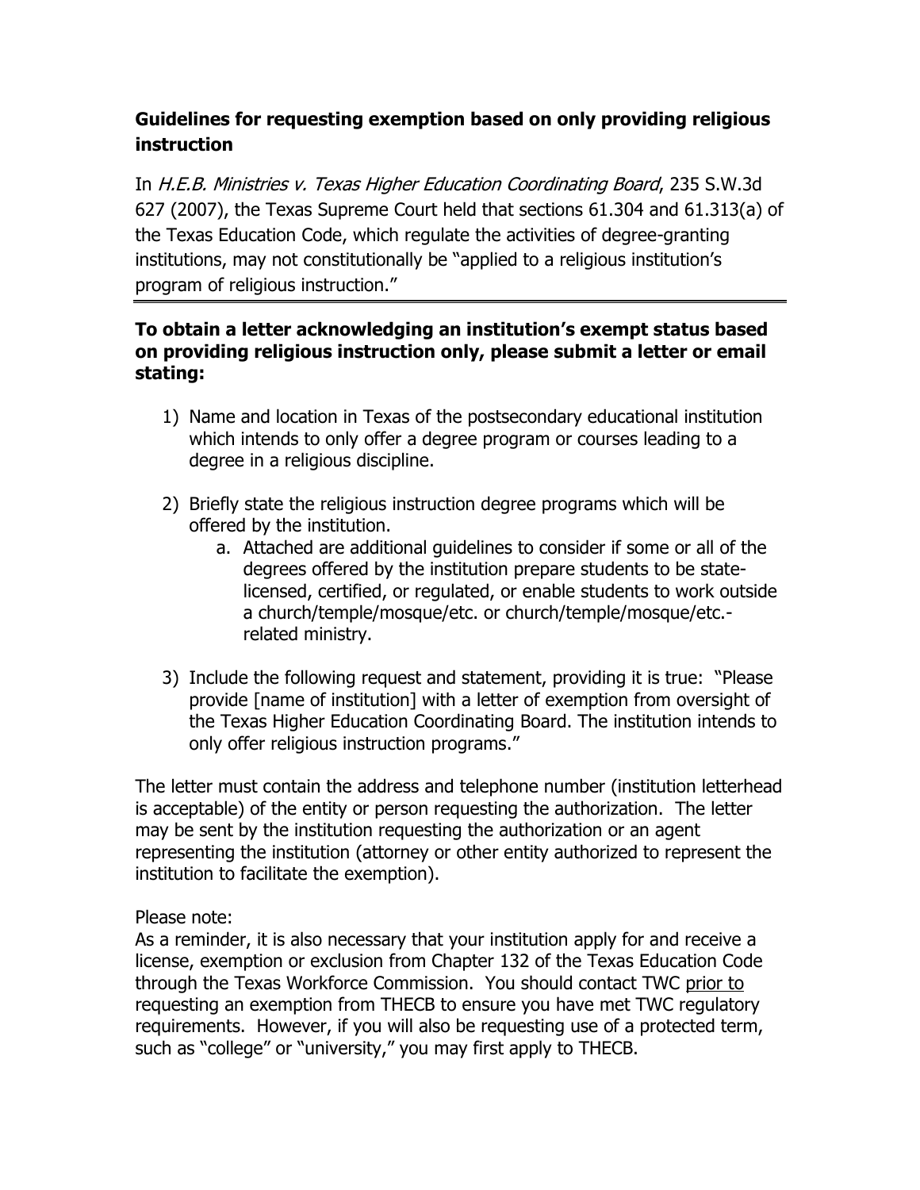## Guidelines for requesting exemption based on only providing religious instruction

In *H.E.B. Ministries v. Texas Higher Education Coordinating Board*, 235 S.W.3d 627 (2007), the Texas Supreme Court held that sections 61.304 and 61.313(a) of the Texas Education Code, which regulate the activities of degree-granting institutions, may not constitutionally be "applied to a religious institution's program of religious instruction."

---

**To obtain a letter acknowledging an institution's exempt status based on providing religious instruction only, please submit a letter or email stating:**

1) Name and location in Texas of the postsecondary educational institution which intends to only offer a degree program or courses leading to a degree in a religious discipline.

2) Briefly state the religious instruction degree programs which will be offered by the institution.
   a. Attached are additional guidelines to consider if some or all of the degrees offered by the institution prepare students to be state-licensed, certified, or regulated, or enable students to work outside a church/temple/mosque/etc. or church/temple/mosque/etc.-related ministry.

3) Include the following request and statement, providing it is true: "Please provide [name of institution] with a letter of exemption from oversight of the Texas Higher Education Coordinating Board. The institution intends to only offer religious instruction programs."

The letter must contain the address and telephone number (institution letterhead is acceptable) of the entity or person requesting the authorization. The letter may be sent by the institution requesting the authorization or an agent representing the institution (attorney or other entity authorized to represent the institution to facilitate the exemption).

Please note:
As a reminder, it is also necessary that your institution apply for and receive a license, exemption or exclusion from Chapter 132 of the Texas Education Code through the Texas Workforce Commission. You should contact TWC <u>prior to</u> requesting an exemption from THECB to ensure you have met TWC regulatory requirements. However, if you will also be requesting use of a protected term, such as "college" or "university," you may first apply to THECB.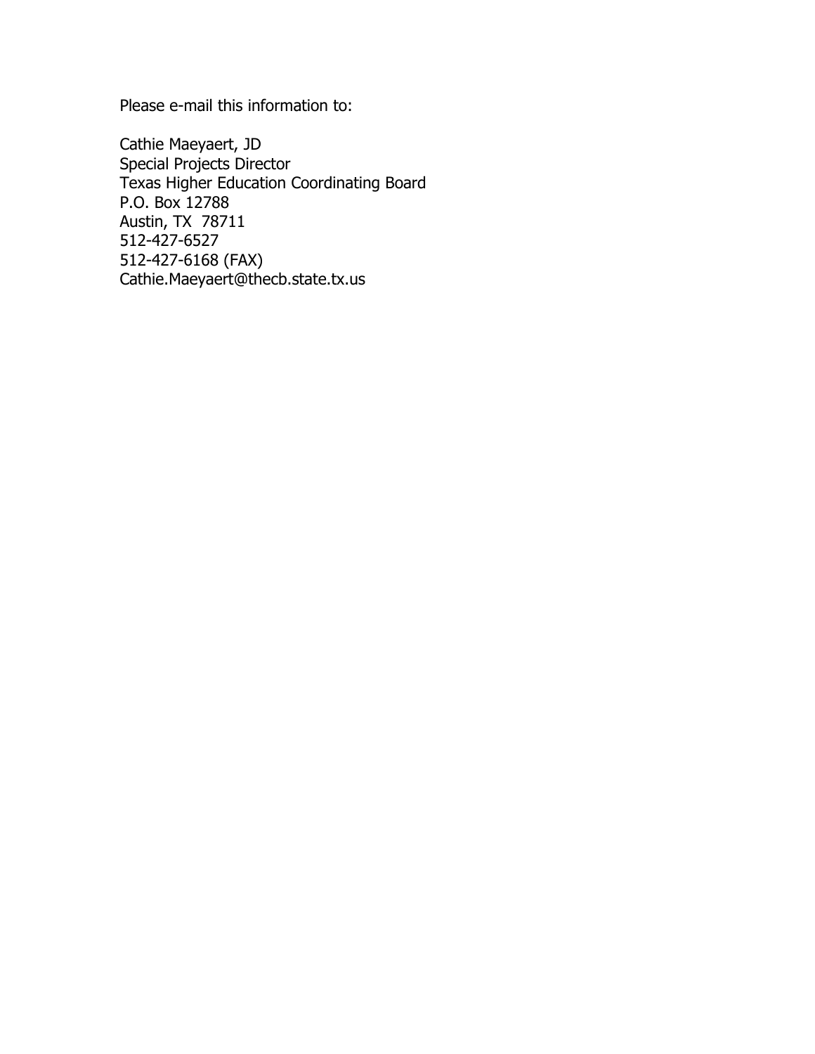Please e-mail this information to:

Cathie Maeyaert, JD
Special Projects Director
Texas Higher Education Coordinating Board
P.O. Box 12788
Austin, TX  78711
512-427-6527
512-427-6168 (FAX)
Cathie.Maeyaert@thecb.state.tx.us